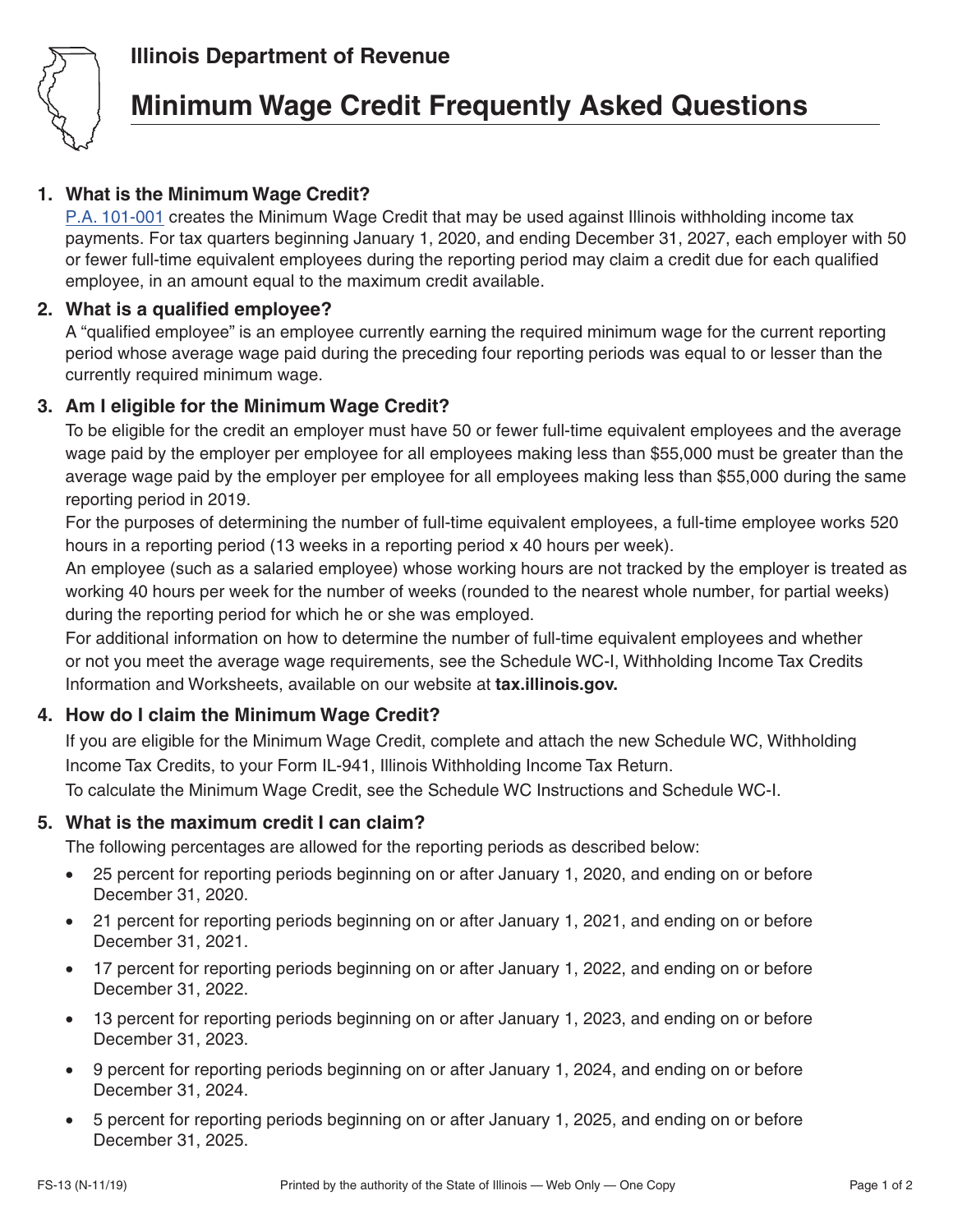Illinois Department of Revenue

# Minimum Wage Credit Frequently Asked Questions

## 1. What is the Minimum Wage Credit?

P.A. 101-001 creates the Minimum Wage Credit that may be used against Illinois withholding income tax payments. For tax quarters beginning January 1, 2020, and ending December 31, 2027, each employer with 50 or fewer full-time equivalent employees during the reporting period may claim a credit due for each qualified employee, in an amount equal to the maximum credit available.

## 2. What is a qualified employee?

A "qualified employee" is an employee currently earning the required minimum wage for the current reporting period whose average wage paid during the preceding four reporting periods was equal to or lesser than the currently required minimum wage.

## 3. Am I eligible for the Minimum Wage Credit?

To be eligible for the credit an employer must have 50 or fewer full-time equivalent employees and the average wage paid by the employer per employee for all employees making less than $55,000 must be greater than the average wage paid by the employer per employee for all employees making less than $55,000 during the same reporting period in 2019.

For the purposes of determining the number of full-time equivalent employees, a full-time employee works 520 hours in a reporting period (13 weeks in a reporting period x 40 hours per week).

An employee (such as a salaried employee) whose working hours are not tracked by the employer is treated as working 40 hours per week for the number of weeks (rounded to the nearest whole number, for partial weeks) during the reporting period for which he or she was employed.

For additional information on how to determine the number of full-time equivalent employees and whether or not you meet the average wage requirements, see the Schedule WC-I, Withholding Income Tax Credits Information and Worksheets, available on our website at **tax.illinois.gov.**

## 4. How do I claim the Minimum Wage Credit?

If you are eligible for the Minimum Wage Credit, complete and attach the new Schedule WC, Withholding Income Tax Credits, to your Form IL-941, Illinois Withholding Income Tax Return.

To calculate the Minimum Wage Credit, see the Schedule WC Instructions and Schedule WC-I.

## 5. What is the maximum credit I can claim?

The following percentages are allowed for the reporting periods as described below:

- 25 percent for reporting periods beginning on or after January 1, 2020, and ending on or before December 31, 2020.
- 21 percent for reporting periods beginning on or after January 1, 2021, and ending on or before December 31, 2021.
- 17 percent for reporting periods beginning on or after January 1, 2022, and ending on or before December 31, 2022.
- 13 percent for reporting periods beginning on or after January 1, 2023, and ending on or before December 31, 2023.
- 9 percent for reporting periods beginning on or after January 1, 2024, and ending on or before December 31, 2024.
- 5 percent for reporting periods beginning on or after January 1, 2025, and ending on or before December 31, 2025.

FS-13 (N-11/19) Printed by the authority of the State of Illinois — Web Only — One Copy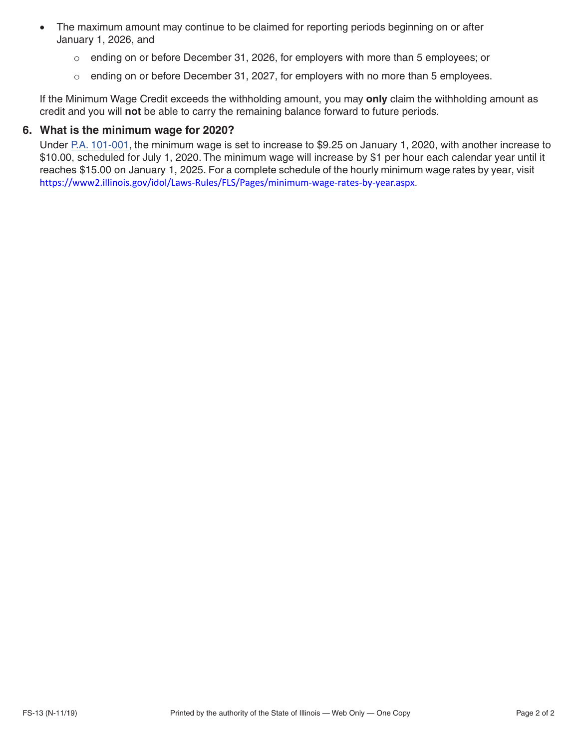- The maximum amount may continue to be claimed for reporting periods beginning on or after January 1, 2026, and
  - ending on or before December 31, 2026, for employers with more than 5 employees; or
  - ending on or before December 31, 2027, for employers with no more than 5 employees.

If the Minimum Wage Credit exceeds the withholding amount, you may **only** claim the withholding amount as credit and you will **not** be able to carry the remaining balance forward to future periods.

## 6. What is the minimum wage for 2020?

Under [P.A. 101-001](P.A. 101-001), the minimum wage is set to increase to $9.25 on January 1, 2020, with another increase to $10.00, scheduled for July 1, 2020. The minimum wage will increase by $1 per hour each calendar year until it reaches $15.00 on January 1, 2025. For a complete schedule of the hourly minimum wage rates by year, visit https://www2.illinois.gov/idol/Laws-Rules/FLS/Pages/minimum-wage-rates-by-year.aspx.